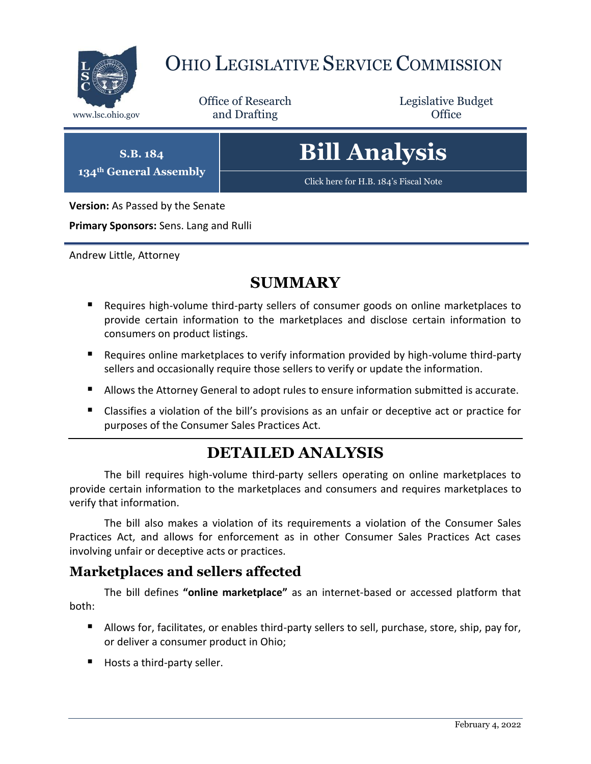# OHIO LEGISLATIVE SERVICE COMMISSION

www.lsc.ohio.gov

Office of Research and Drafting

Legislative Budget Office

**S.B. 184**
**134th General Assembly**

# Bill Analysis

Click here for H.B. 184's Fiscal Note

**Version:** As Passed by the Senate

**Primary Sponsors:** Sens. Lang and Rulli

Andrew Little, Attorney

## SUMMARY

- Requires high-volume third-party sellers of consumer goods on online marketplaces to provide certain information to the marketplaces and disclose certain information to consumers on product listings.
- Requires online marketplaces to verify information provided by high-volume third-party sellers and occasionally require those sellers to verify or update the information.
- Allows the Attorney General to adopt rules to ensure information submitted is accurate.
- Classifies a violation of the bill's provisions as an unfair or deceptive act or practice for purposes of the Consumer Sales Practices Act.

## DETAILED ANALYSIS

The bill requires high-volume third-party sellers operating on online marketplaces to provide certain information to the marketplaces and consumers and requires marketplaces to verify that information.

The bill also makes a violation of its requirements a violation of the Consumer Sales Practices Act, and allows for enforcement as in other Consumer Sales Practices Act cases involving unfair or deceptive acts or practices.

### Marketplaces and sellers affected

The bill defines **"online marketplace"** as an internet-based or accessed platform that both:

- Allows for, facilitates, or enables third-party sellers to sell, purchase, store, ship, pay for, or deliver a consumer product in Ohio;
- Hosts a third-party seller.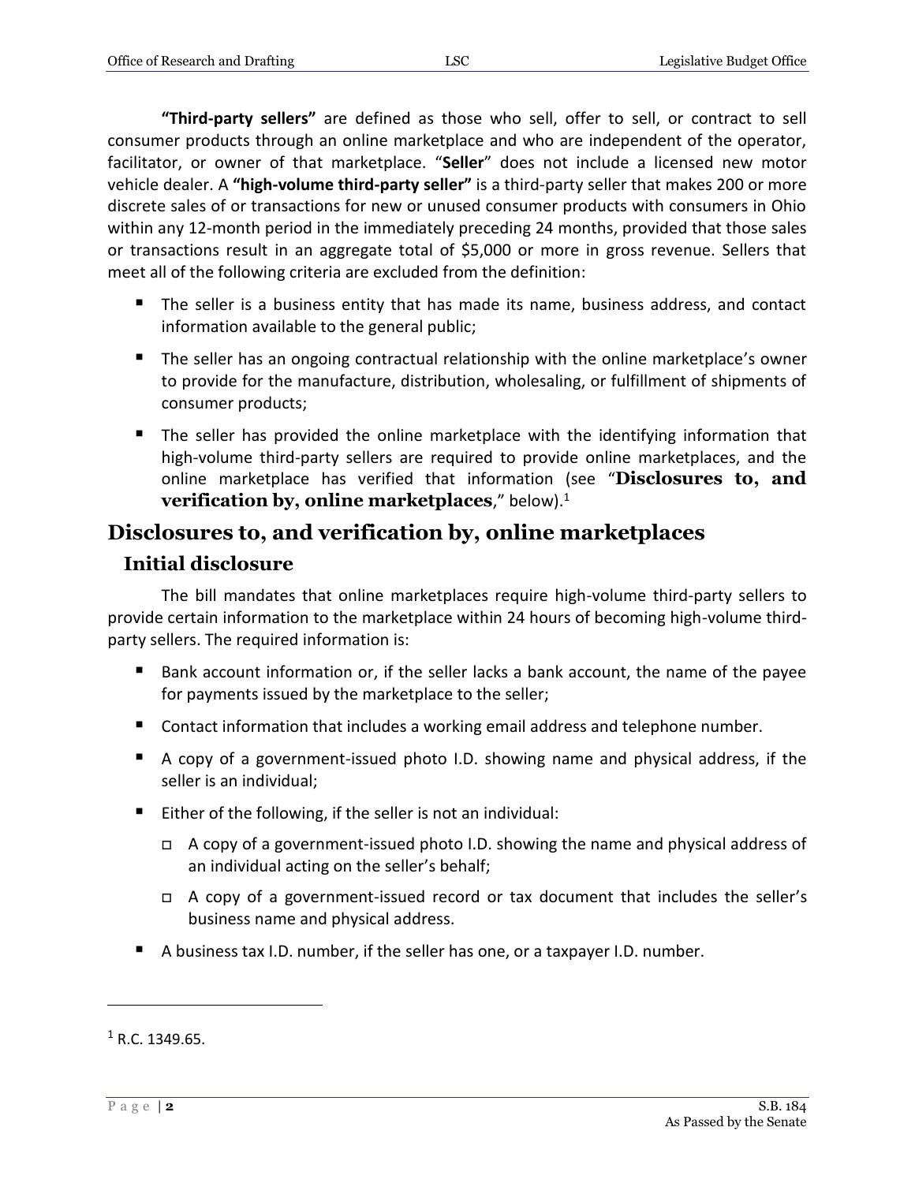**"Third-party sellers"** are defined as those who sell, offer to sell, or contract to sell consumer products through an online marketplace and who are independent of the operator, facilitator, or owner of that marketplace. "**Seller**" does not include a licensed new motor vehicle dealer. A **"high-volume third-party seller"** is a third-party seller that makes 200 or more discrete sales of or transactions for new or unused consumer products with consumers in Ohio within any 12-month period in the immediately preceding 24 months, provided that those sales or transactions result in an aggregate total of $5,000 or more in gross revenue. Sellers that meet all of the following criteria are excluded from the definition:

- The seller is a business entity that has made its name, business address, and contact information available to the general public;
- The seller has an ongoing contractual relationship with the online marketplace's owner to provide for the manufacture, distribution, wholesaling, or fulfillment of shipments of consumer products;
- The seller has provided the online marketplace with the identifying information that high-volume third-party sellers are required to provide online marketplaces, and the online marketplace has verified that information (see "**Disclosures to, and verification by, online marketplaces**," below).[1]

## Disclosures to, and verification by, online marketplaces

### Initial disclosure

The bill mandates that online marketplaces require high-volume third-party sellers to provide certain information to the marketplace within 24 hours of becoming high-volume third-party sellers. The required information is:

- Bank account information or, if the seller lacks a bank account, the name of the payee for payments issued by the marketplace to the seller;
- Contact information that includes a working email address and telephone number.
- A copy of a government-issued photo I.D. showing name and physical address, if the seller is an individual;
- Either of the following, if the seller is not an individual:
  - A copy of a government-issued photo I.D. showing the name and physical address of an individual acting on the seller's behalf;
  - A copy of a government-issued record or tax document that includes the seller's business name and physical address.
- A business tax I.D. number, if the seller has one, or a taxpayer I.D. number.

[1] R.C. 1349.65.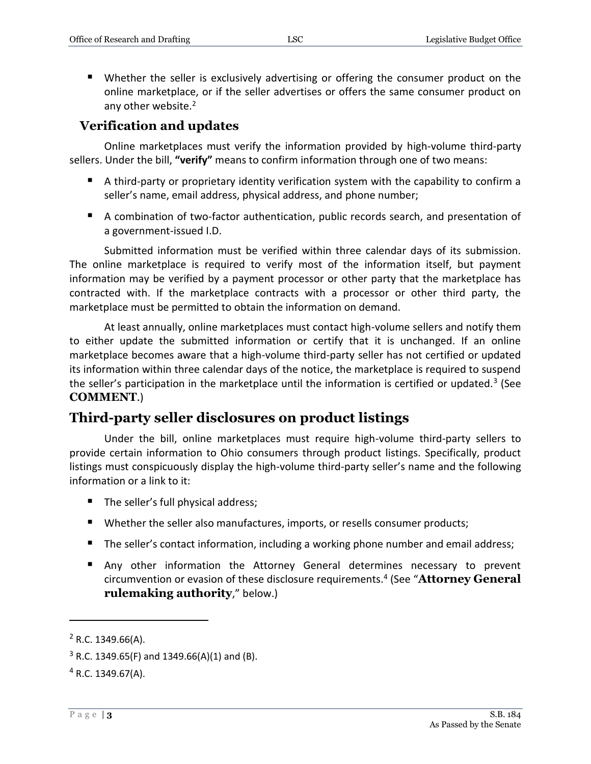- Whether the seller is exclusively advertising or offering the consumer product on the online marketplace, or if the seller advertises or offers the same consumer product on any other website.[2]

### Verification and updates

Online marketplaces must verify the information provided by high-volume third-party sellers. Under the bill, **"verify"** means to confirm information through one of two means:

- A third-party or proprietary identity verification system with the capability to confirm a seller's name, email address, physical address, and phone number;
- A combination of two-factor authentication, public records search, and presentation of a government-issued I.D.

Submitted information must be verified within three calendar days of its submission. The online marketplace is required to verify most of the information itself, but payment information may be verified by a payment processor or other party that the marketplace has contracted with. If the marketplace contracts with a processor or other third party, the marketplace must be permitted to obtain the information on demand.

At least annually, online marketplaces must contact high-volume sellers and notify them to either update the submitted information or certify that it is unchanged. If an online marketplace becomes aware that a high-volume third-party seller has not certified or updated its information within three calendar days of the notice, the marketplace is required to suspend the seller's participation in the marketplace until the information is certified or updated.[3] (See **COMMENT**.)

## Third-party seller disclosures on product listings

Under the bill, online marketplaces must require high-volume third-party sellers to provide certain information to Ohio consumers through product listings. Specifically, product listings must conspicuously display the high-volume third-party seller's name and the following information or a link to it:

- The seller's full physical address;
- Whether the seller also manufactures, imports, or resells consumer products;
- The seller's contact information, including a working phone number and email address;
- Any other information the Attorney General determines necessary to prevent circumvention or evasion of these disclosure requirements.[4] (See "**Attorney General rulemaking authority**," below.)

---

[2] R.C. 1349.66(A).

[3] R.C. 1349.65(F) and 1349.66(A)(1) and (B).

[4] R.C. 1349.67(A).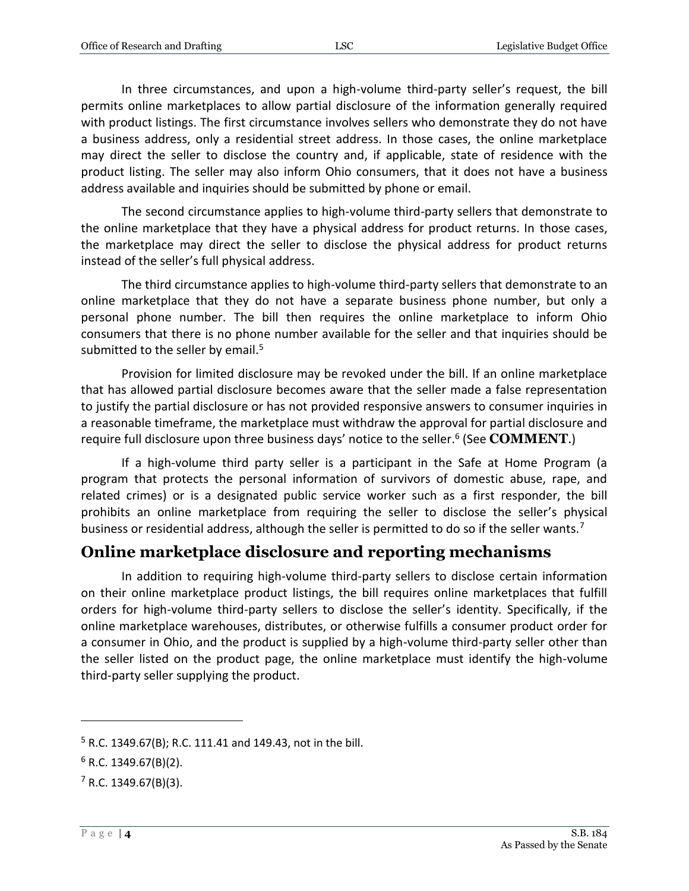In three circumstances, and upon a high-volume third-party seller's request, the bill permits online marketplaces to allow partial disclosure of the information generally required with product listings. The first circumstance involves sellers who demonstrate they do not have a business address, only a residential street address. In those cases, the online marketplace may direct the seller to disclose the country and, if applicable, state of residence with the product listing. The seller may also inform Ohio consumers, that it does not have a business address available and inquiries should be submitted by phone or email.

The second circumstance applies to high-volume third-party sellers that demonstrate to the online marketplace that they have a physical address for product returns. In those cases, the marketplace may direct the seller to disclose the physical address for product returns instead of the seller's full physical address.

The third circumstance applies to high-volume third-party sellers that demonstrate to an online marketplace that they do not have a separate business phone number, but only a personal phone number. The bill then requires the online marketplace to inform Ohio consumers that there is no phone number available for the seller and that inquiries should be submitted to the seller by email.[5]

Provision for limited disclosure may be revoked under the bill. If an online marketplace that has allowed partial disclosure becomes aware that the seller made a false representation to justify the partial disclosure or has not provided responsive answers to consumer inquiries in a reasonable timeframe, the marketplace must withdraw the approval for partial disclosure and require full disclosure upon three business days' notice to the seller.[6] (See **COMMENT**.)

If a high-volume third party seller is a participant in the Safe at Home Program (a program that protects the personal information of survivors of domestic abuse, rape, and related crimes) or is a designated public service worker such as a first responder, the bill prohibits an online marketplace from requiring the seller to disclose the seller's physical business or residential address, although the seller is permitted to do so if the seller wants.[7]

## Online marketplace disclosure and reporting mechanisms

In addition to requiring high-volume third-party sellers to disclose certain information on their online marketplace product listings, the bill requires online marketplaces that fulfill orders for high-volume third-party sellers to disclose the seller's identity. Specifically, if the online marketplace warehouses, distributes, or otherwise fulfills a consumer product order for a consumer in Ohio, and the product is supplied by a high-volume third-party seller other than the seller listed on the product page, the online marketplace must identify the high-volume third-party seller supplying the product.

---

[5] R.C. 1349.67(B); R.C. 111.41 and 149.43, not in the bill.

[6] R.C. 1349.67(B)(2).

[7] R.C. 1349.67(B)(3).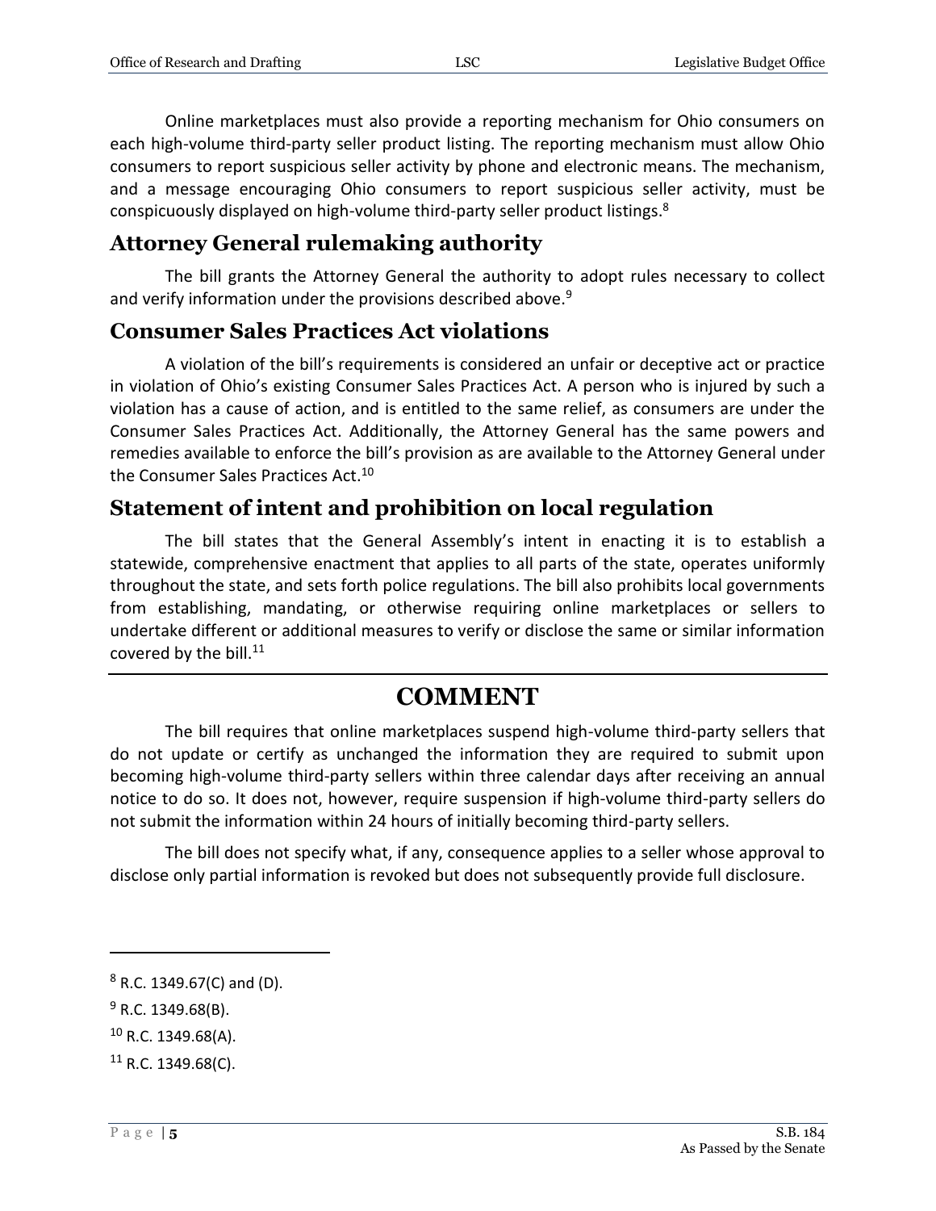Online marketplaces must also provide a reporting mechanism for Ohio consumers on each high-volume third-party seller product listing. The reporting mechanism must allow Ohio consumers to report suspicious seller activity by phone and electronic means. The mechanism, and a message encouraging Ohio consumers to report suspicious seller activity, must be conspicuously displayed on high-volume third-party seller product listings.[8]

## Attorney General rulemaking authority

The bill grants the Attorney General the authority to adopt rules necessary to collect and verify information under the provisions described above.[9]

## Consumer Sales Practices Act violations

A violation of the bill's requirements is considered an unfair or deceptive act or practice in violation of Ohio's existing Consumer Sales Practices Act. A person who is injured by such a violation has a cause of action, and is entitled to the same relief, as consumers are under the Consumer Sales Practices Act. Additionally, the Attorney General has the same powers and remedies available to enforce the bill's provision as are available to the Attorney General under the Consumer Sales Practices Act.[10]

## Statement of intent and prohibition on local regulation

The bill states that the General Assembly's intent in enacting it is to establish a statewide, comprehensive enactment that applies to all parts of the state, operates uniformly throughout the state, and sets forth police regulations. The bill also prohibits local governments from establishing, mandating, or otherwise requiring online marketplaces or sellers to undertake different or additional measures to verify or disclose the same or similar information covered by the bill.[11]

---

# COMMENT

The bill requires that online marketplaces suspend high-volume third-party sellers that do not update or certify as unchanged the information they are required to submit upon becoming high-volume third-party sellers within three calendar days after receiving an annual notice to do so. It does not, however, require suspension if high-volume third-party sellers do not submit the information within 24 hours of initially becoming third-party sellers.

The bill does not specify what, if any, consequence applies to a seller whose approval to disclose only partial information is revoked but does not subsequently provide full disclosure.

---

[8] R.C. 1349.67(C) and (D).

[9] R.C. 1349.68(B).

[10] R.C. 1349.68(A).

[11] R.C. 1349.68(C).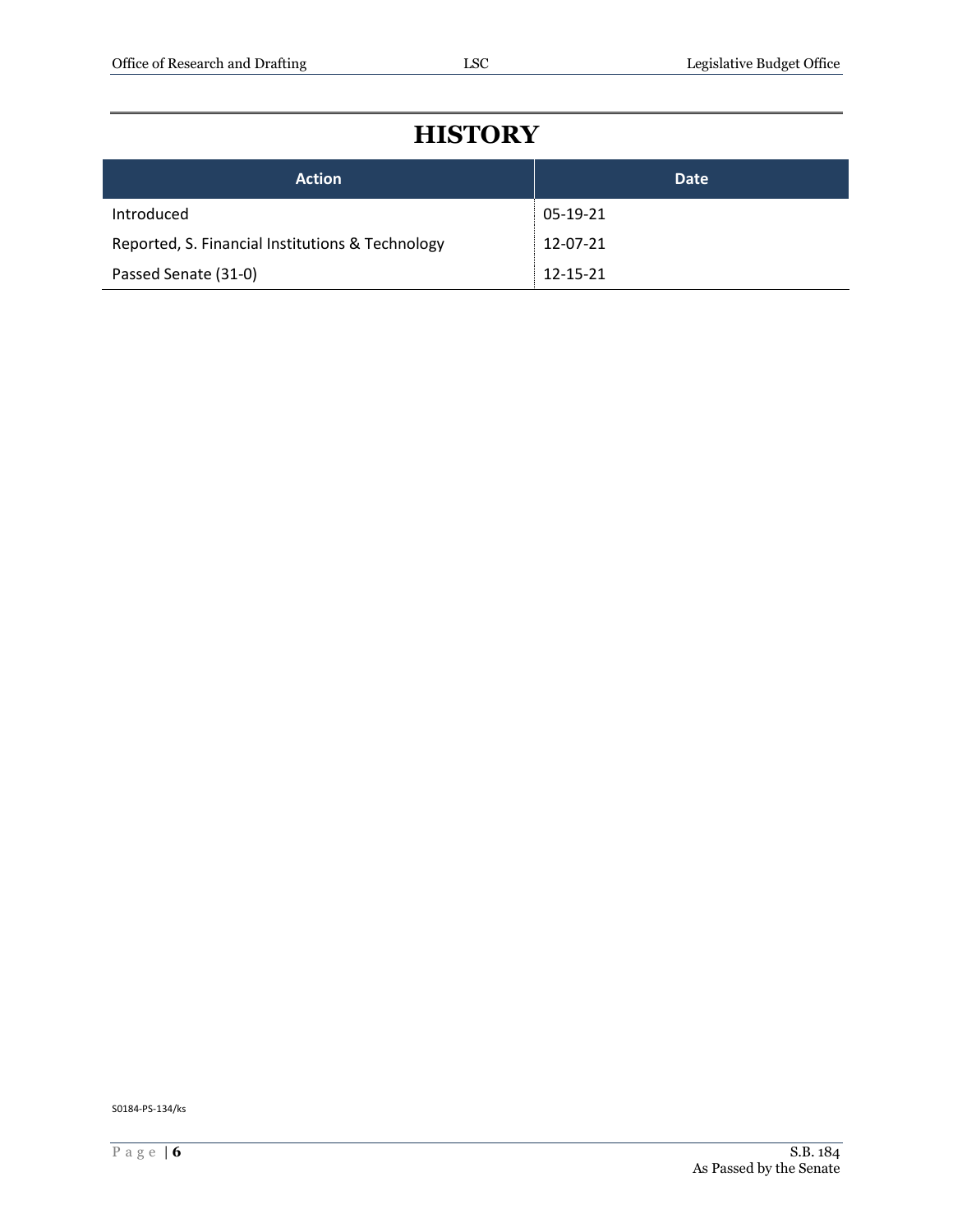# HISTORY

| Action | Date |
| --- | --- |
| Introduced | 05-19-21 |
| Reported, S. Financial Institutions & Technology | 12-07-21 |
| Passed Senate (31-0) | 12-15-21 |

S0184-PS-134/ks